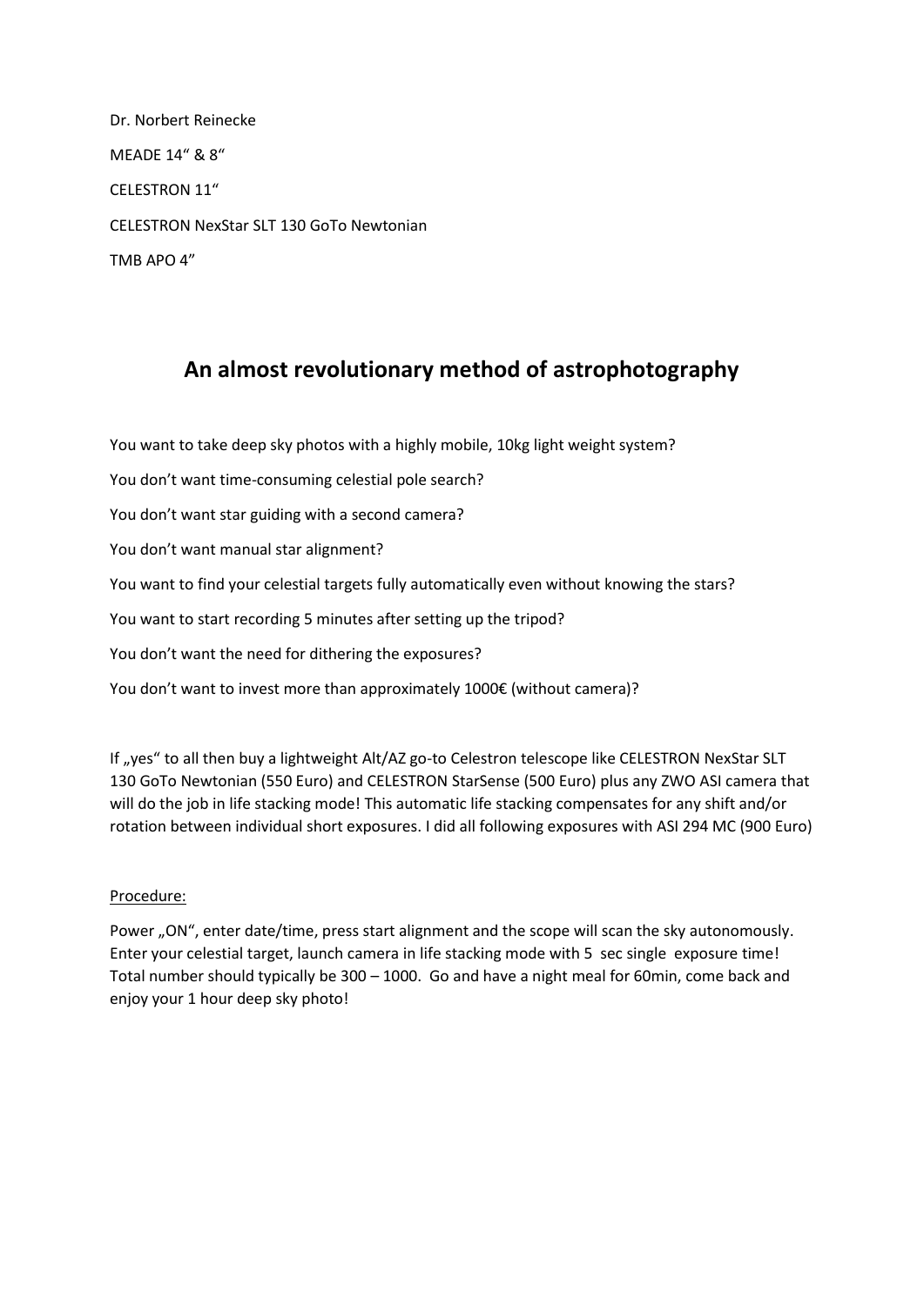Dr. Norbert Reinecke

MEADE 14“ & 8“

CELESTRON 11“

CELESTRON NexStar SLT 130 GoTo Newtonian

TMB APO 4”

## An almost revolutionary method of astrophotography

You want to take deep sky photos with a highly mobile, 10kg light weight system?

You don’t want time-consuming celestial pole search?

You don’t want star guiding with a second camera?

You don’t want manual star alignment?

You want to find your celestial targets fully automatically even without knowing the stars?

You want to start recording 5 minutes after setting up the tripod?

You don’t want the need for dithering the exposures?

You don’t want to invest more than approximately 1000€ (without camera)?

If „yes“ to all then buy a lightweight Alt/AZ go-to Celestron telescope like CELESTRON NexStar SLT 130 GoTo Newtonian (550 Euro) and CELESTRON StarSense (500 Euro) plus any ZWO ASI camera that will do the job in life stacking mode! This automatic life stacking compensates for any shift and/or rotation between individual short exposures. I did all following exposures with ASI 294 MC (900 Euro)

<u>Procedure:</u>

Power „ON“, enter date/time, press start alignment and the scope will scan the sky autonomously. Enter your celestial target, launch camera in life stacking mode with 5 sec single exposure time! Total number should typically be 300 – 1000. Go and have a night meal for 60min, come back and enjoy your 1 hour deep sky photo!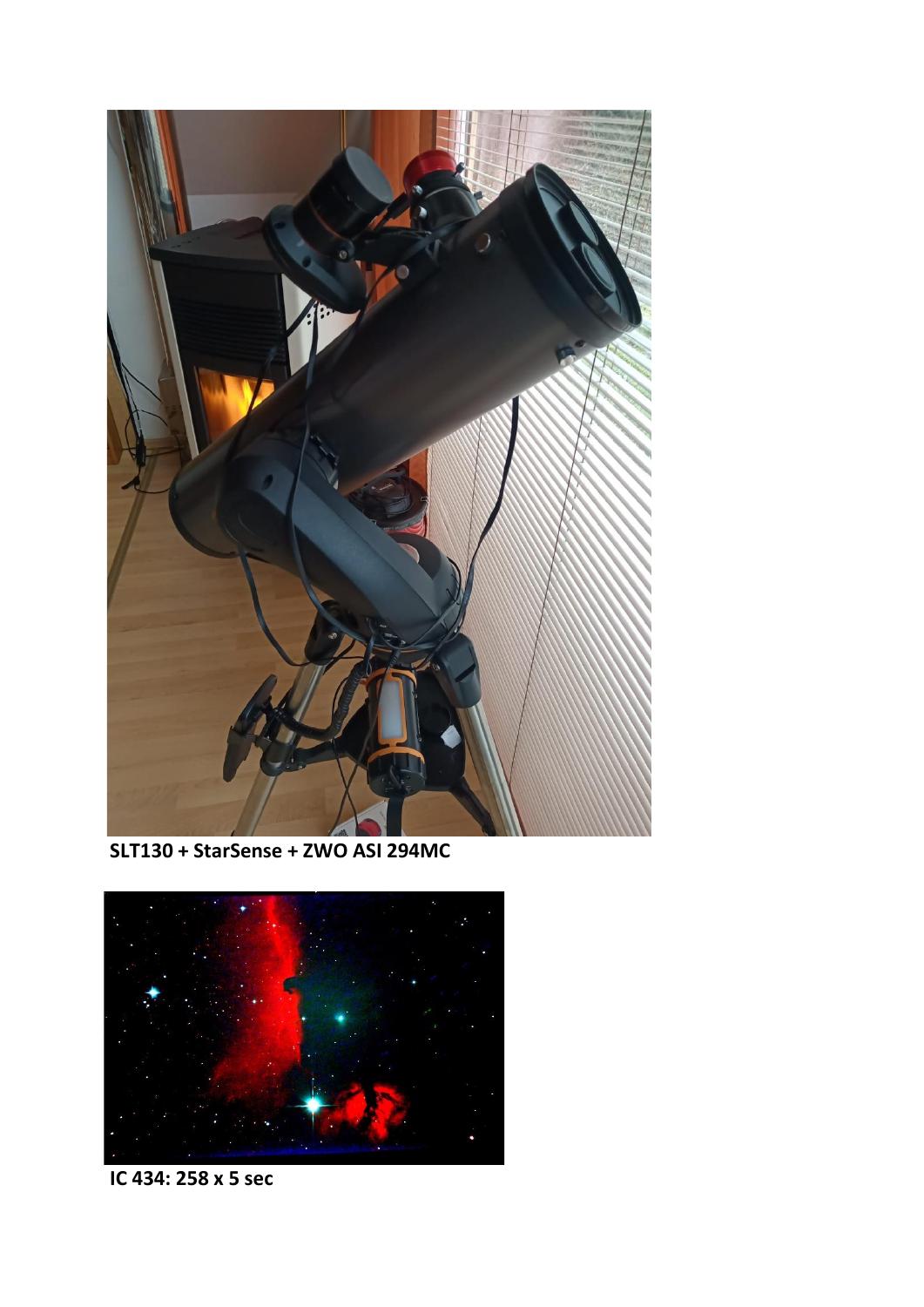**SLT130 + StarSense + ZWO ASI 294MC**

**IC 434: 258 x 5 sec**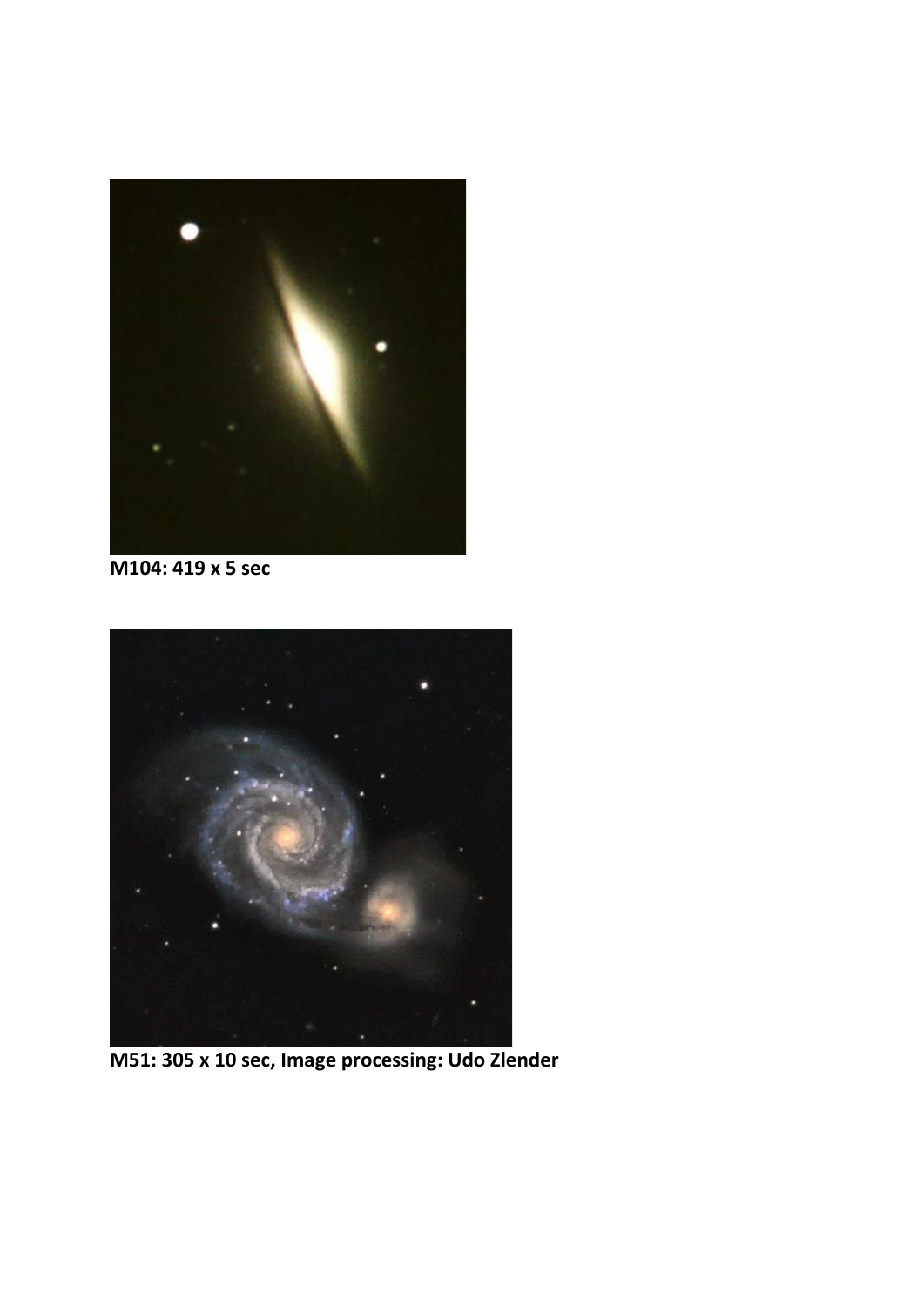**M104: 419 x 5 sec**

**M51: 305 x 10 sec, Image processing: Udo Zlender**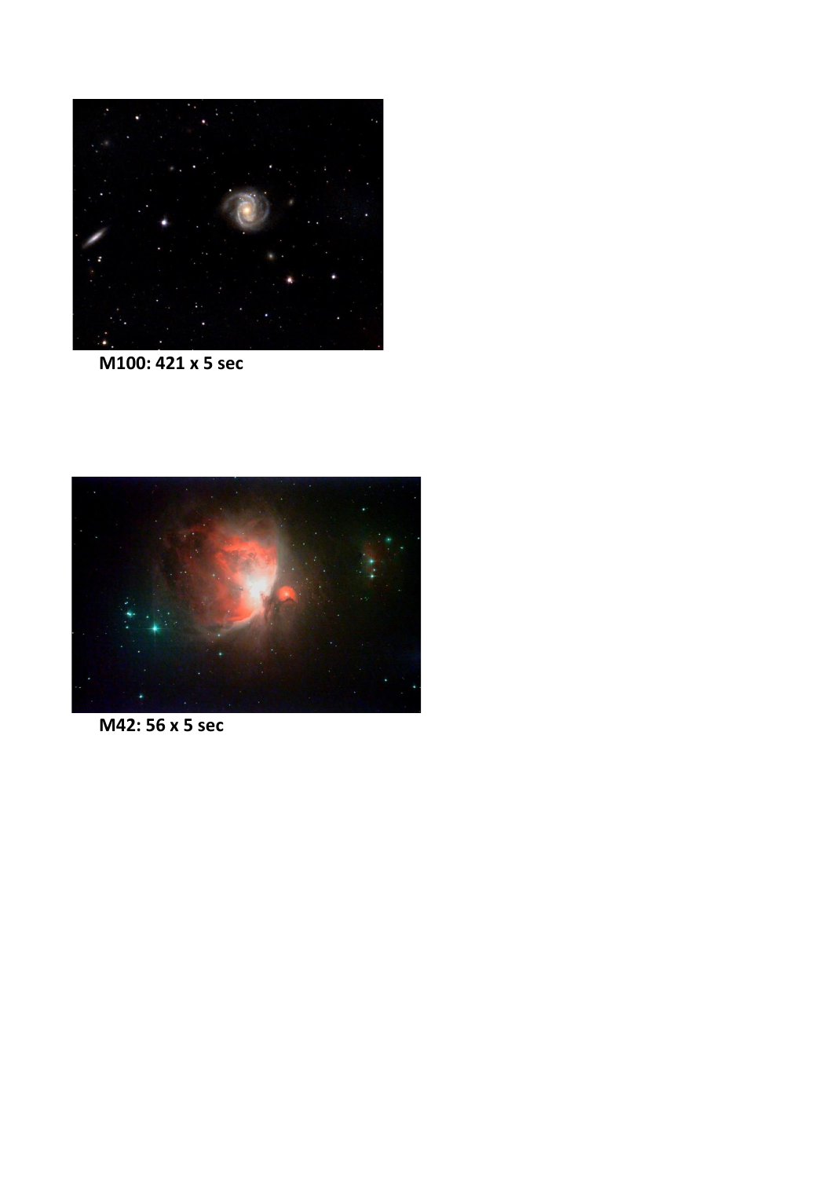**M100: 421 x 5 sec**

**M42: 56 x 5 sec**